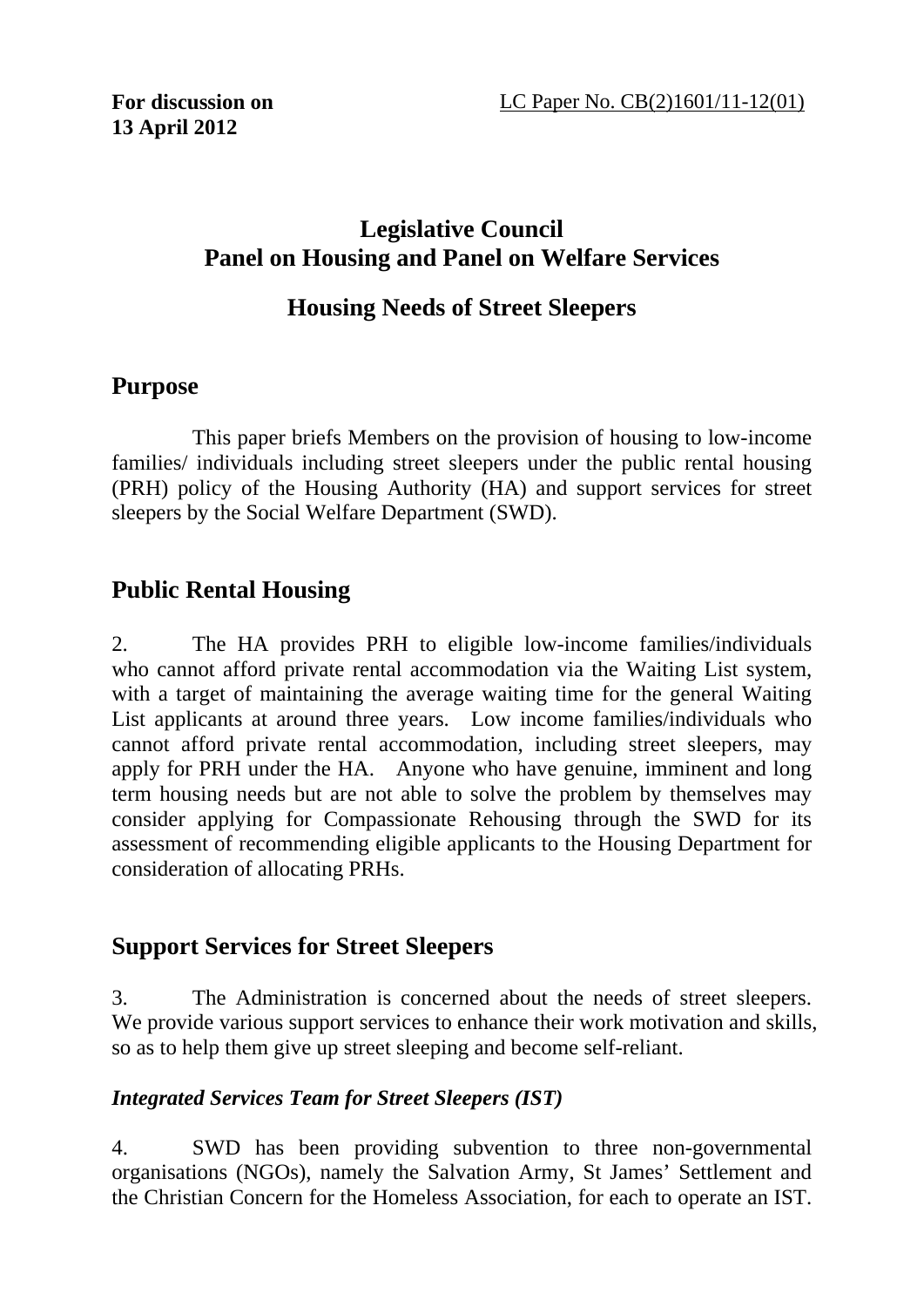**For discussion on**
**13 April 2012**

LC Paper No. CB(2)1601/11-12(01)

# Legislative Council
# Panel on Housing and Panel on Welfare Services

## Housing Needs of Street Sleepers

## Purpose

This paper briefs Members on the provision of housing to low-income families/ individuals including street sleepers under the public rental housing (PRH) policy of the Housing Authority (HA) and support services for street sleepers by the Social Welfare Department (SWD).

## Public Rental Housing

2. The HA provides PRH to eligible low-income families/individuals who cannot afford private rental accommodation via the Waiting List system, with a target of maintaining the average waiting time for the general Waiting List applicants at around three years. Low income families/individuals who cannot afford private rental accommodation, including street sleepers, may apply for PRH under the HA. Anyone who have genuine, imminent and long term housing needs but are not able to solve the problem by themselves may consider applying for Compassionate Rehousing through the SWD for its assessment of recommending eligible applicants to the Housing Department for consideration of allocating PRHs.

## Support Services for Street Sleepers

3. The Administration is concerned about the needs of street sleepers. We provide various support services to enhance their work motivation and skills, so as to help them give up street sleeping and become self-reliant.

### *Integrated Services Team for Street Sleepers (IST)*

4. SWD has been providing subvention to three non-governmental organisations (NGOs), namely the Salvation Army, St James' Settlement and the Christian Concern for the Homeless Association, for each to operate an IST.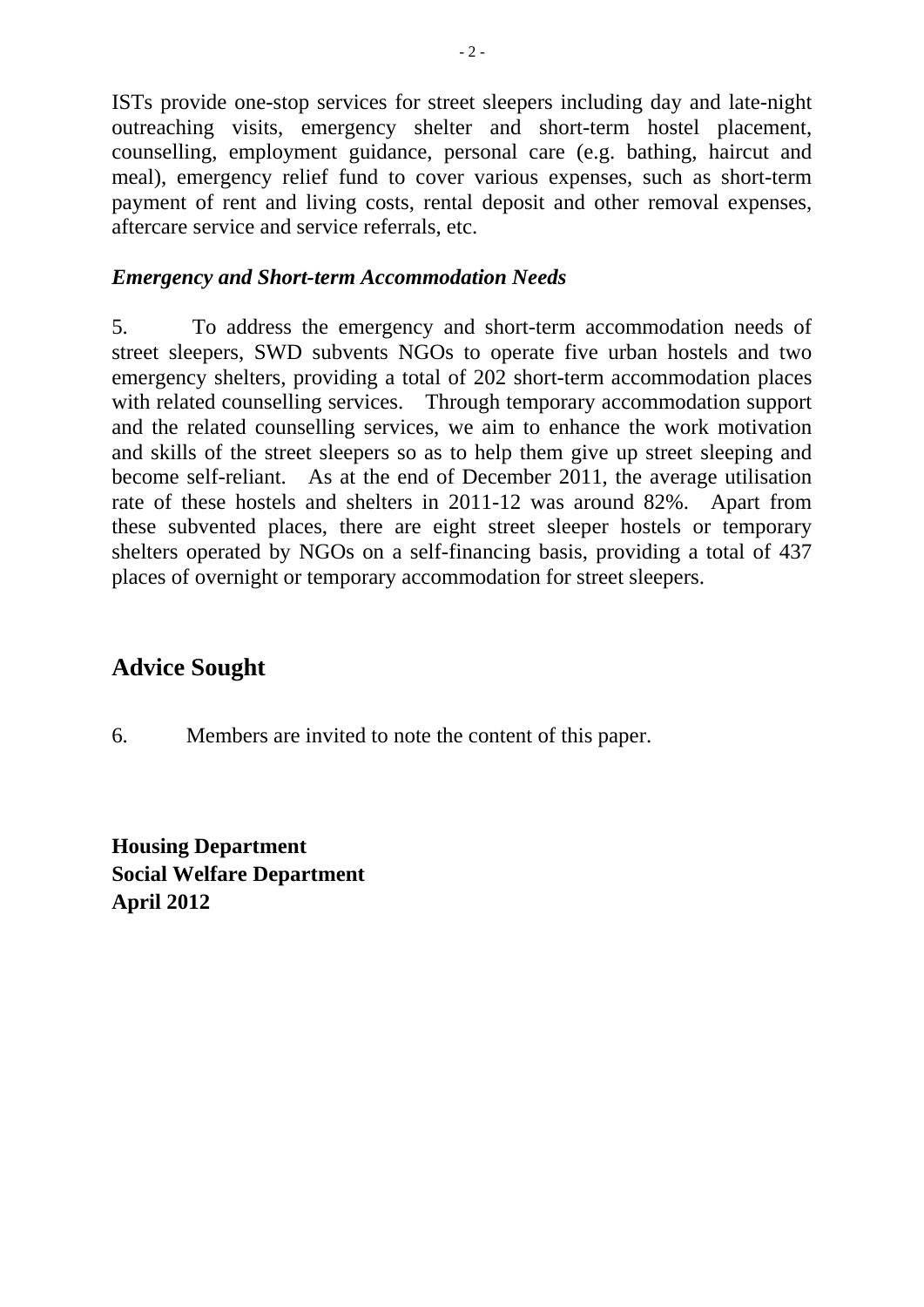ISTs provide one-stop services for street sleepers including day and late-night outreaching visits, emergency shelter and short-term hostel placement, counselling, employment guidance, personal care (e.g. bathing, haircut and meal), emergency relief fund to cover various expenses, such as short-term payment of rent and living costs, rental deposit and other removal expenses, aftercare service and service referrals, etc.

***Emergency and Short-term Accommodation Needs***

5. To address the emergency and short-term accommodation needs of street sleepers, SWD subvents NGOs to operate five urban hostels and two emergency shelters, providing a total of 202 short-term accommodation places with related counselling services. Through temporary accommodation support and the related counselling services, we aim to enhance the work motivation and skills of the street sleepers so as to help them give up street sleeping and become self-reliant. As at the end of December 2011, the average utilisation rate of these hostels and shelters in 2011-12 was around 82%. Apart from these subvented places, there are eight street sleeper hostels or temporary shelters operated by NGOs on a self-financing basis, providing a total of 437 places of overnight or temporary accommodation for street sleepers.

## Advice Sought

6. Members are invited to note the content of this paper.

**Housing Department**
**Social Welfare Department**
**April 2012**